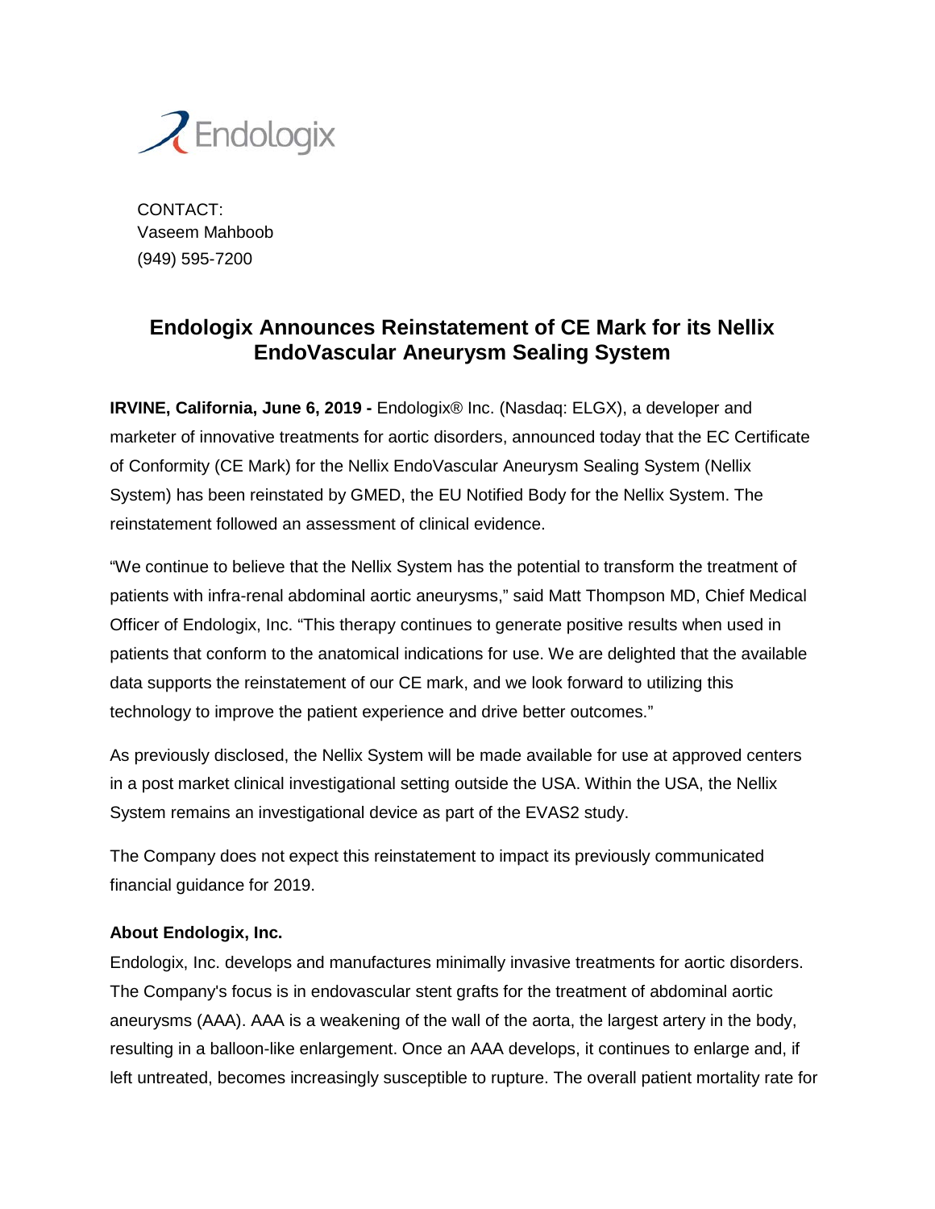Endologix

CONTACT:
Vaseem Mahboob
(949) 595-7200

# Endologix Announces Reinstatement of CE Mark for its Nellix EndoVascular Aneurysm Sealing System

**IRVINE, California, June 6, 2019 -** Endologix® Inc. (Nasdaq: ELGX), a developer and marketer of innovative treatments for aortic disorders, announced today that the EC Certificate of Conformity (CE Mark) for the Nellix EndoVascular Aneurysm Sealing System (Nellix System) has been reinstated by GMED, the EU Notified Body for the Nellix System. The reinstatement followed an assessment of clinical evidence.

"We continue to believe that the Nellix System has the potential to transform the treatment of patients with infra-renal abdominal aortic aneurysms," said Matt Thompson MD, Chief Medical Officer of Endologix, Inc. "This therapy continues to generate positive results when used in patients that conform to the anatomical indications for use. We are delighted that the available data supports the reinstatement of our CE mark, and we look forward to utilizing this technology to improve the patient experience and drive better outcomes."

As previously disclosed, the Nellix System will be made available for use at approved centers in a post market clinical investigational setting outside the USA. Within the USA, the Nellix System remains an investigational device as part of the EVAS2 study.

The Company does not expect this reinstatement to impact its previously communicated financial guidance for 2019.

**About Endologix, Inc.**

Endologix, Inc. develops and manufactures minimally invasive treatments for aortic disorders. The Company's focus is in endovascular stent grafts for the treatment of abdominal aortic aneurysms (AAA). AAA is a weakening of the wall of the aorta, the largest artery in the body, resulting in a balloon-like enlargement. Once an AAA develops, it continues to enlarge and, if left untreated, becomes increasingly susceptible to rupture. The overall patient mortality rate for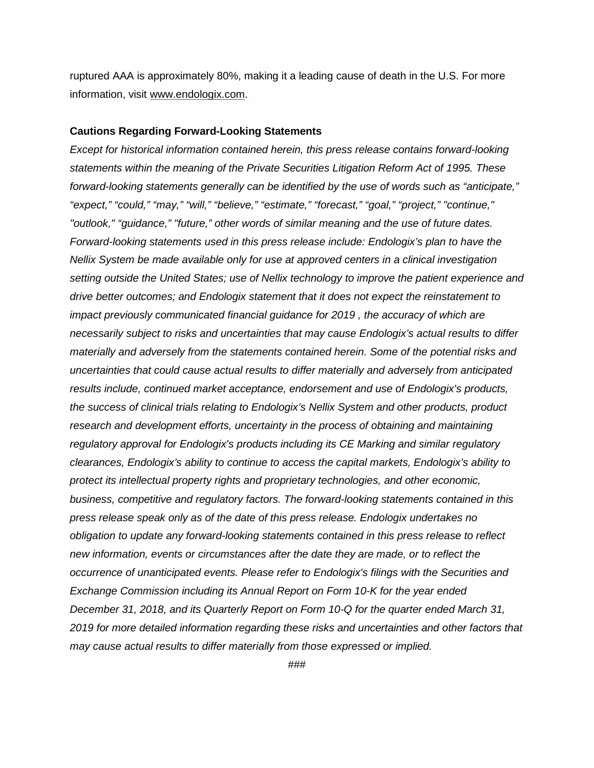ruptured AAA is approximately 80%, making it a leading cause of death in the U.S. For more information, visit [www.endologix.com](http://www.endologix.com).

**Cautions Regarding Forward-Looking Statements**

*Except for historical information contained herein, this press release contains forward-looking statements within the meaning of the Private Securities Litigation Reform Act of 1995. These forward-looking statements generally can be identified by the use of words such as "anticipate," "expect," "could," "may," "will," "believe," "estimate," "forecast," "goal," "project," "continue," "outlook," "guidance," "future," other words of similar meaning and the use of future dates. Forward-looking statements used in this press release include: Endologix's plan to have the Nellix System be made available only for use at approved centers in a clinical investigation setting outside the United States; use of Nellix technology to improve the patient experience and drive better outcomes; and Endologix statement that it does not expect the reinstatement to impact previously communicated financial guidance for 2019 , the accuracy of which are necessarily subject to risks and uncertainties that may cause Endologix's actual results to differ materially and adversely from the statements contained herein. Some of the potential risks and uncertainties that could cause actual results to differ materially and adversely from anticipated results include, continued market acceptance, endorsement and use of Endologix's products, the success of clinical trials relating to Endologix's Nellix System and other products, product research and development efforts, uncertainty in the process of obtaining and maintaining regulatory approval for Endologix's products including its CE Marking and similar regulatory clearances, Endologix's ability to continue to access the capital markets, Endologix's ability to protect its intellectual property rights and proprietary technologies, and other economic, business, competitive and regulatory factors. The forward-looking statements contained in this press release speak only as of the date of this press release. Endologix undertakes no obligation to update any forward-looking statements contained in this press release to reflect new information, events or circumstances after the date they are made, or to reflect the occurrence of unanticipated events. Please refer to Endologix's filings with the Securities and Exchange Commission including its Annual Report on Form 10-K for the year ended December 31, 2018, and its Quarterly Report on Form 10-Q for the quarter ended March 31, 2019 for more detailed information regarding these risks and uncertainties and other factors that may cause actual results to differ materially from those expressed or implied.*

###